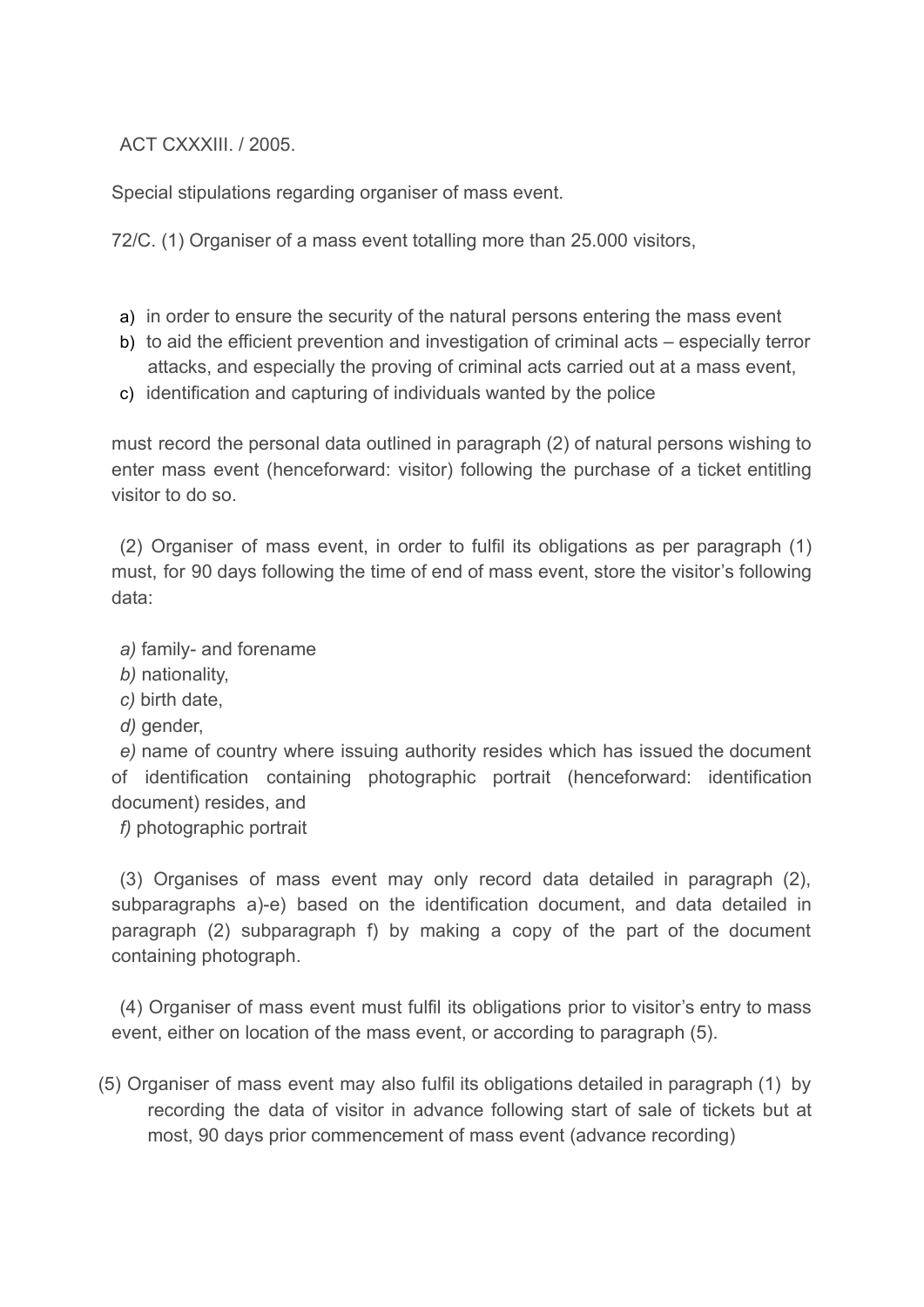ACT CXXXIII. / 2005.

Special stipulations regarding organiser of mass event.

72/C. (1) Organiser of a mass event totalling more than 25.000 visitors,

a) in order to ensure the security of the natural persons entering the mass event
b) to aid the efficient prevention and investigation of criminal acts – especially terror attacks, and especially the proving of criminal acts carried out at a mass event,
c) identification and capturing of individuals wanted by the police

must record the personal data outlined in paragraph (2) of natural persons wishing to enter mass event (henceforward: visitor) following the purchase of a ticket entitling visitor to do so.

(2) Organiser of mass event, in order to fulfil its obligations as per paragraph (1) must, for 90 days following the time of end of mass event, store the visitor's following data:

*a)* family- and forename
*b)* nationality,
*c)* birth date,
*d)* gender,
*e)* name of country where issuing authority resides which has issued the document of identification containing photographic portrait (henceforward: identification document) resides, and
*f)* photographic portrait

(3) Organises of mass event may only record data detailed in paragraph (2), subparagraphs a)-e) based on the identification document, and data detailed in paragraph (2) subparagraph f) by making a copy of the part of the document containing photograph.

(4) Organiser of mass event must fulfil its obligations prior to visitor's entry to mass event, either on location of the mass event, or according to paragraph (5).

(5) Organiser of mass event may also fulfil its obligations detailed in paragraph (1) by recording the data of visitor in advance following start of sale of tickets but at most, 90 days prior commencement of mass event (advance recording)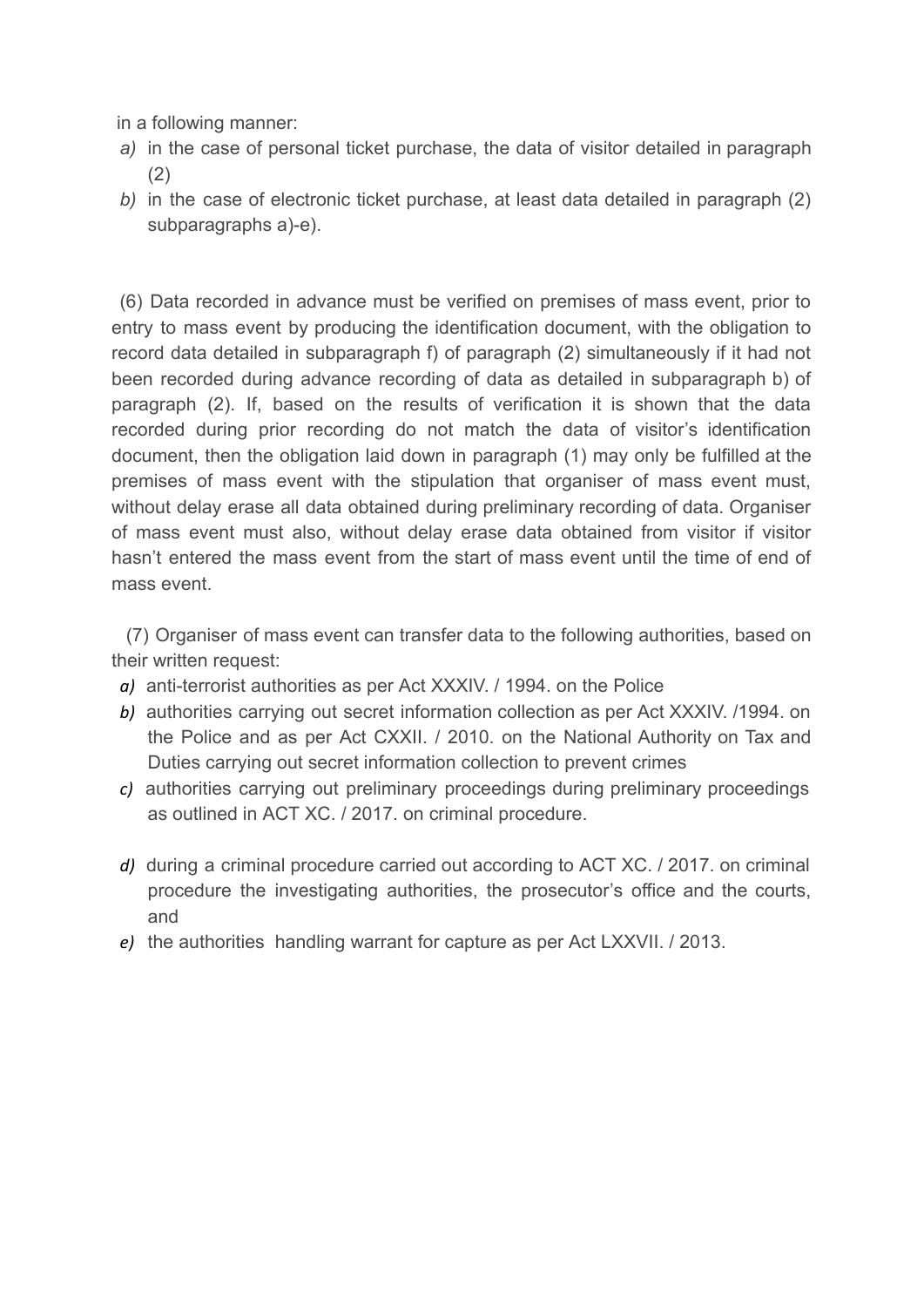in a following manner:

*a)* in the case of personal ticket purchase, the data of visitor detailed in paragraph (2)

*b)* in the case of electronic ticket purchase, at least data detailed in paragraph (2) subparagraphs a)-e).

(6) Data recorded in advance must be verified on premises of mass event, prior to entry to mass event by producing the identification document, with the obligation to record data detailed in subparagraph f) of paragraph (2) simultaneously if it had not been recorded during advance recording of data as detailed in subparagraph b) of paragraph (2). If, based on the results of verification it is shown that the data recorded during prior recording do not match the data of visitor's identification document, then the obligation laid down in paragraph (1) may only be fulfilled at the premises of mass event with the stipulation that organiser of mass event must, without delay erase all data obtained during preliminary recording of data. Organiser of mass event must also, without delay erase data obtained from visitor if visitor hasn't entered the mass event from the start of mass event until the time of end of mass event.

(7) Organiser of mass event can transfer data to the following authorities, based on their written request:

*a)* anti-terrorist authorities as per Act XXXIV. / 1994. on the Police

*b)* authorities carrying out secret information collection as per Act XXXIV. /1994. on the Police and as per Act CXXII. / 2010. on the National Authority on Tax and Duties carrying out secret information collection to prevent crimes

*c)* authorities carrying out preliminary proceedings during preliminary proceedings as outlined in ACT XC. / 2017. on criminal procedure.

*d)* during a criminal procedure carried out according to ACT XC. / 2017. on criminal procedure the investigating authorities, the prosecutor's office and the courts, and

*e)* the authorities handling warrant for capture as per Act LXXVII. / 2013.